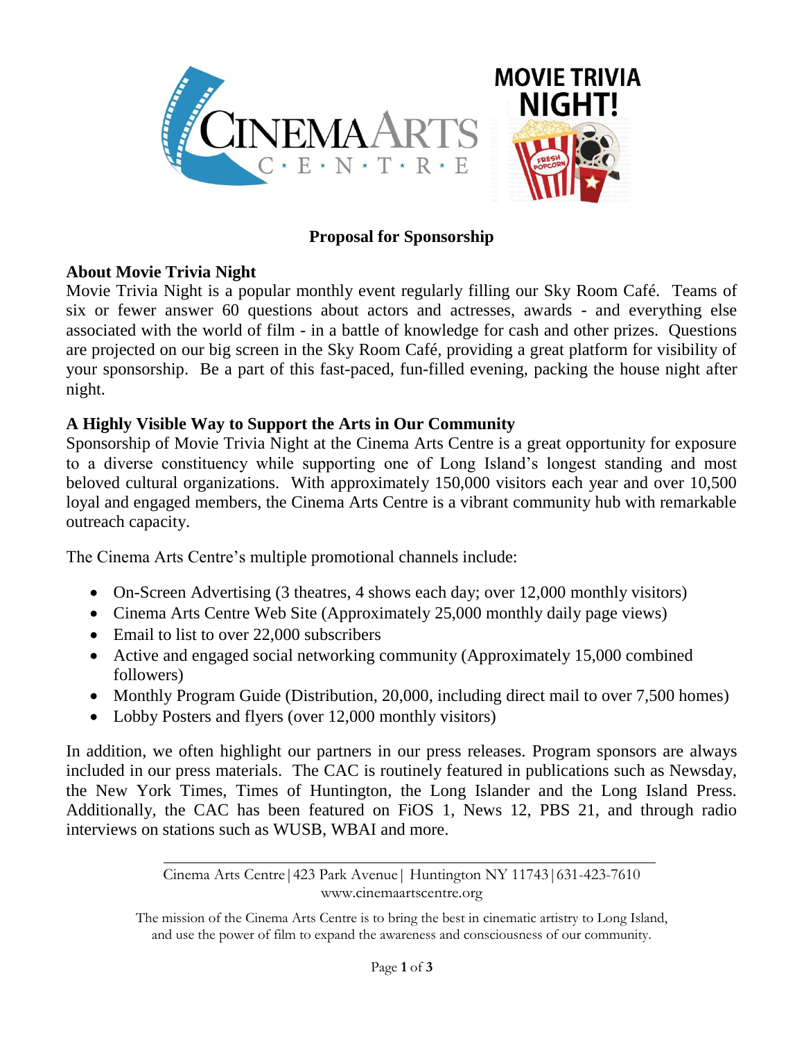**Proposal for Sponsorship**

## About Movie Trivia Night

Movie Trivia Night is a popular monthly event regularly filling our Sky Room Café. Teams of six or fewer answer 60 questions about actors and actresses, awards - and everything else associated with the world of film - in a battle of knowledge for cash and other prizes. Questions are projected on our big screen in the Sky Room Café, providing a great platform for visibility of your sponsorship. Be a part of this fast-paced, fun-filled evening, packing the house night after night.

## A Highly Visible Way to Support the Arts in Our Community

Sponsorship of Movie Trivia Night at the Cinema Arts Centre is a great opportunity for exposure to a diverse constituency while supporting one of Long Island's longest standing and most beloved cultural organizations. With approximately 150,000 visitors each year and over 10,500 loyal and engaged members, the Cinema Arts Centre is a vibrant community hub with remarkable outreach capacity.

The Cinema Arts Centre's multiple promotional channels include:

- On-Screen Advertising (3 theatres, 4 shows each day; over 12,000 monthly visitors)
- Cinema Arts Centre Web Site (Approximately 25,000 monthly daily page views)
- Email to list to over 22,000 subscribers
- Active and engaged social networking community (Approximately 15,000 combined followers)
- Monthly Program Guide (Distribution, 20,000, including direct mail to over 7,500 homes)
- Lobby Posters and flyers (over 12,000 monthly visitors)

In addition, we often highlight our partners in our press releases. Program sponsors are always included in our press materials. The CAC is routinely featured in publications such as Newsday, the New York Times, Times of Huntington, the Long Islander and the Long Island Press. Additionally, the CAC has been featured on FiOS 1, News 12, PBS 21, and through radio interviews on stations such as WUSB, WBAI and more.

Cinema Arts Centre | 423 Park Avenue | Huntington NY 11743 | 631-423-7610
www.cinemaartscentre.org

The mission of the Cinema Arts Centre is to bring the best in cinematic artistry to Long Island, and use the power of film to expand the awareness and consciousness of our community.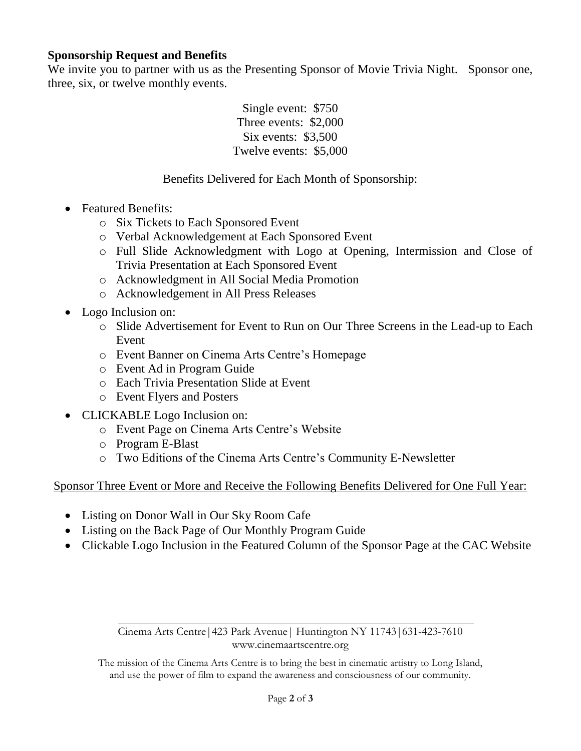## Sponsorship Request and Benefits

We invite you to partner with us as the Presenting Sponsor of Movie Trivia Night. Sponsor one, three, six, or twelve monthly events.

Single event: $750
Three events: $2,000
Six events: $3,500
Twelve events: $5,000

<u>Benefits Delivered for Each Month of Sponsorship:</u>

- Featured Benefits:
  - Six Tickets to Each Sponsored Event
  - Verbal Acknowledgement at Each Sponsored Event
  - Full Slide Acknowledgment with Logo at Opening, Intermission and Close of Trivia Presentation at Each Sponsored Event
  - Acknowledgment in All Social Media Promotion
  - Acknowledgement in All Press Releases
- Logo Inclusion on:
  - Slide Advertisement for Event to Run on Our Three Screens in the Lead-up to Each Event
  - Event Banner on Cinema Arts Centre's Homepage
  - Event Ad in Program Guide
  - Each Trivia Presentation Slide at Event
  - Event Flyers and Posters
- CLICKABLE Logo Inclusion on:
  - Event Page on Cinema Arts Centre's Website
  - Program E-Blast
  - Two Editions of the Cinema Arts Centre's Community E-Newsletter

<u>Sponsor Three Event or More and Receive the Following Benefits Delivered for One Full Year:</u>

- Listing on Donor Wall in Our Sky Room Cafe
- Listing on the Back Page of Our Monthly Program Guide
- Clickable Logo Inclusion in the Featured Column of the Sponsor Page at the CAC Website

Cinema Arts Centre | 423 Park Avenue | Huntington NY 11743 | 631-423-7610
www.cinemaartscentre.org

The mission of the Cinema Arts Centre is to bring the best in cinematic artistry to Long Island, and use the power of film to expand the awareness and consciousness of our community.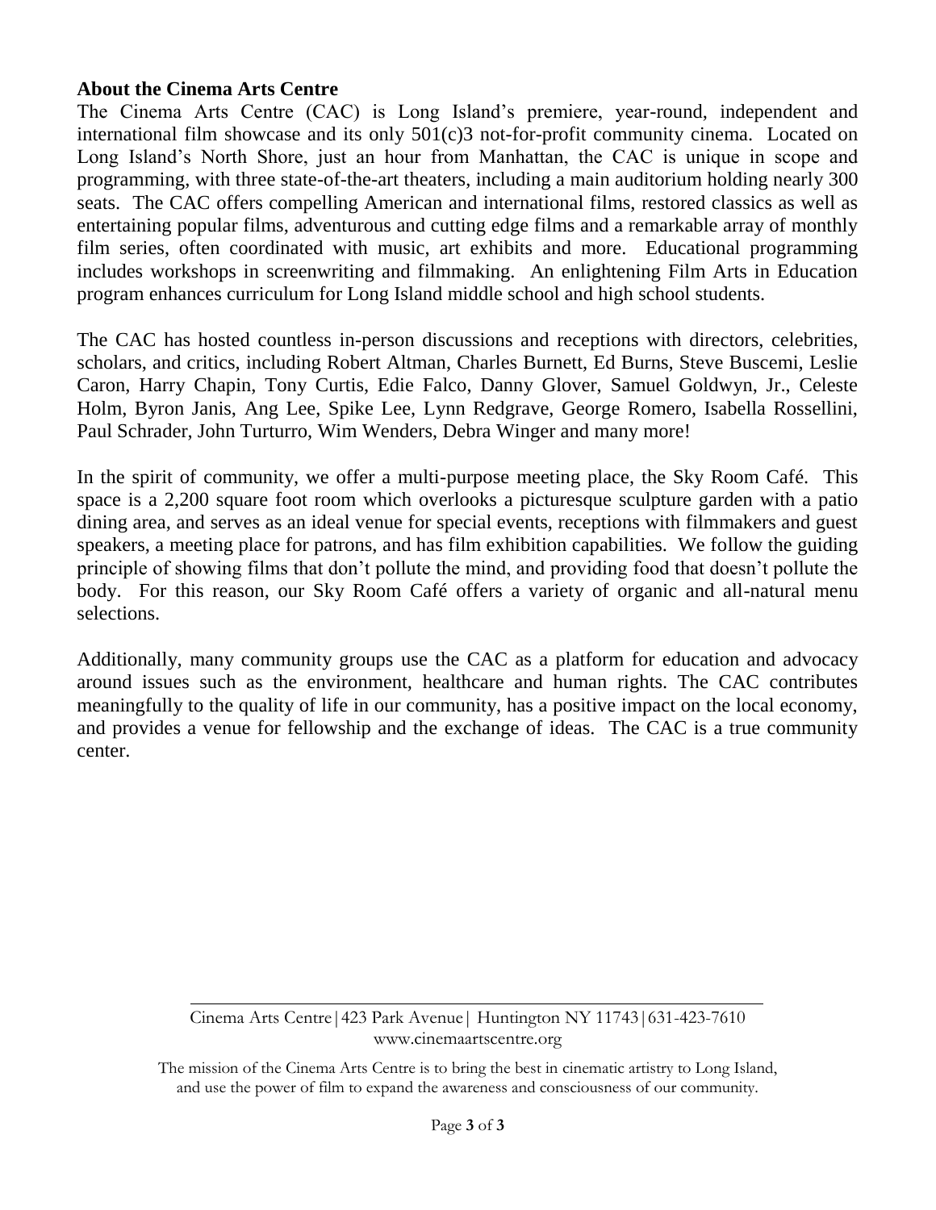**About the Cinema Arts Centre**

The Cinema Arts Centre (CAC) is Long Island's premiere, year-round, independent and international film showcase and its only 501(c)3 not-for-profit community cinema. Located on Long Island's North Shore, just an hour from Manhattan, the CAC is unique in scope and programming, with three state-of-the-art theaters, including a main auditorium holding nearly 300 seats. The CAC offers compelling American and international films, restored classics as well as entertaining popular films, adventurous and cutting edge films and a remarkable array of monthly film series, often coordinated with music, art exhibits and more. Educational programming includes workshops in screenwriting and filmmaking. An enlightening Film Arts in Education program enhances curriculum for Long Island middle school and high school students.

The CAC has hosted countless in-person discussions and receptions with directors, celebrities, scholars, and critics, including Robert Altman, Charles Burnett, Ed Burns, Steve Buscemi, Leslie Caron, Harry Chapin, Tony Curtis, Edie Falco, Danny Glover, Samuel Goldwyn, Jr., Celeste Holm, Byron Janis, Ang Lee, Spike Lee, Lynn Redgrave, George Romero, Isabella Rossellini, Paul Schrader, John Turturro, Wim Wenders, Debra Winger and many more!

In the spirit of community, we offer a multi-purpose meeting place, the Sky Room Café. This space is a 2,200 square foot room which overlooks a picturesque sculpture garden with a patio dining area, and serves as an ideal venue for special events, receptions with filmmakers and guest speakers, a meeting place for patrons, and has film exhibition capabilities. We follow the guiding principle of showing films that don't pollute the mind, and providing food that doesn't pollute the body. For this reason, our Sky Room Café offers a variety of organic and all-natural menu selections.

Additionally, many community groups use the CAC as a platform for education and advocacy around issues such as the environment, healthcare and human rights. The CAC contributes meaningfully to the quality of life in our community, has a positive impact on the local economy, and provides a venue for fellowship and the exchange of ideas. The CAC is a true community center.

---

Cinema Arts Centre|423 Park Avenue| Huntington NY 11743|631-423-7610
www.cinemaartscentre.org

The mission of the Cinema Arts Centre is to bring the best in cinematic artistry to Long Island, and use the power of film to expand the awareness and consciousness of our community.